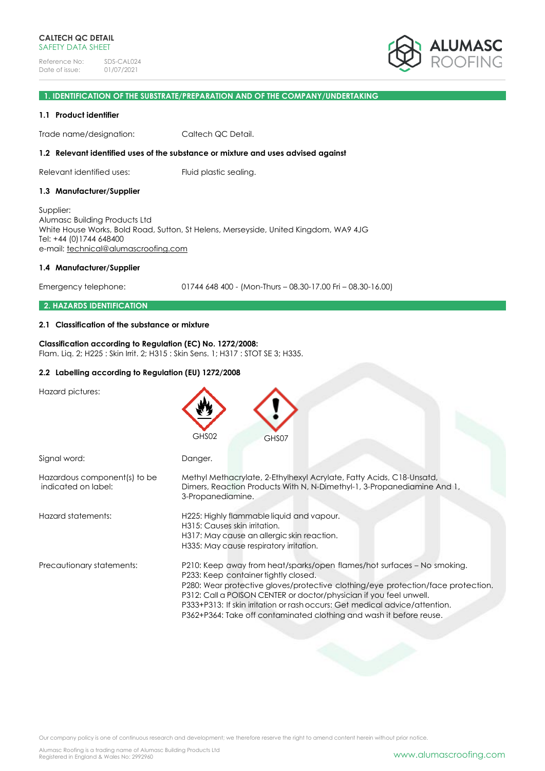CALTECH QC DETAIL
SAFETY DATA SHEET

Reference No: SDS-CAL024
Date of issue: 01/07/2021

## 1. IDENTIFICATION OF THE SUBSTRATE/PREPARATION AND OF THE COMPANY/UNDERTAKING

### 1.1 Product identifier

Trade name/designation: Caltech QC Detail.

### 1.2 Relevant identified uses of the substance or mixture and uses advised against

Relevant identified uses: Fluid plastic sealing.

### 1.3 Manufacturer/Supplier

Supplier:
Alumasc Building Products Ltd
White House Works, Bold Road, Sutton, St Helens, Merseyside, United Kingdom, WA9 4JG
Tel: +44 (0)1744 648400
e-mail: technical@alumascroofing.com

### 1.4 Manufacturer/Supplier

Emergency telephone: 01744 648 400 - (Mon-Thurs – 08.30-17.00 Fri – 08.30-16.00)

## 2. HAZARDS IDENTIFICATION

### 2.1 Classification of the substance or mixture

**Classification according to Regulation (EC) No. 1272/2008:**
Flam. Liq. 2; H225 : Skin Irrit. 2; H315 : Skin Sens. 1; H317 : STOT SE 3; H335.

### 2.2 Labelling according to Regulation (EU) 1272/2008

Hazard pictures: GHS02 GHS07

Signal word: Danger.

Hazardous component(s) to be indicated on label: Methyl Methacrylate, 2-Ethylhexyl Acrylate, Fatty Acids, C18-Unsatd, Dimers, Reaction Products With N, N-Dimethyl-1, 3-Propanediamine And 1, 3-Propanediamine.

Hazard statements:
H225: Highly flammable liquid and vapour.
H315: Causes skin irritation.
H317: May cause an allergic skin reaction.
H335: May cause respiratory irritation.

Precautionary statements:
P210: Keep away from heat/sparks/open flames/hot surfaces – No smoking.
P233: Keep container tightly closed.
P280: Wear protective gloves/protective clothing/eye protection/face protection.
P312: Call a POISON CENTER or doctor/physician if you feel unwell.
P333+P313: If skin irritation or rash occurs: Get medical advice/attention.
P362+P364: Take off contaminated clothing and wash it before reuse.

Our company policy is one of continuous research and development; we therefore reserve the right to amend content herein without prior notice.

Alumasc Roofing is a trading name of Alumasc Building Products Ltd
Registered in England & Wales No: 2992960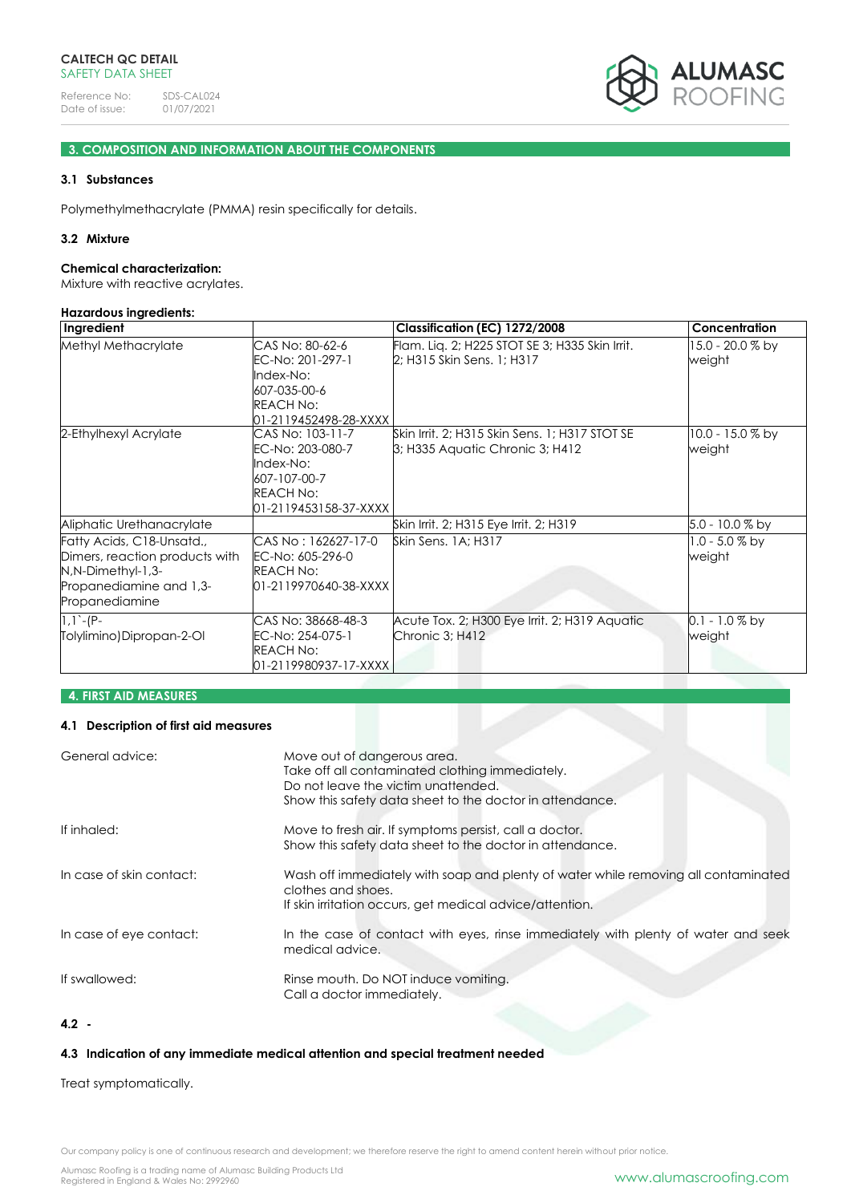## 3. COMPOSITION AND INFORMATION ABOUT THE COMPONENTS

### 3.1 Substances

Polymethylmethacrylate (PMMA) resin specifically for details.

### 3.2 Mixture

**Chemical characterization:**
Mixture with reactive acrylates.

**Hazardous ingredients:**

| Ingredient | | Classification (EC) 1272/2008 | Concentration |
|---|---|---|---|
| Methyl Methacrylate | CAS No: 80-62-6 EC-No: 201-297-1 Index-No: 607-035-00-6 REACH No: 01-2119452498-28-XXXX | Flam. Liq. 2; H225 STOT SE 3; H335 Skin Irrit. 2; H315 Skin Sens. 1; H317 | 15.0 - 20.0 % by weight |
| 2-Ethylhexyl Acrylate | CAS No: 103-11-7 EC-No: 203-080-7 Index-No: 607-107-00-7 REACH No: 01-2119453158-37-XXXX | Skin Irrit. 2; H315 Skin Sens. 1; H317 STOT SE 3; H335 Aquatic Chronic 3; H412 | 10.0 - 15.0 % by weight |
| Aliphatic Urethanacrylate | | Skin Irrit. 2; H315 Eye Irrit. 2; H319 | 5.0 - 10.0 % by |
| Fatty Acids, C18-Unsatd., Dimers, reaction products with N,N-Dimethyl-1,3-Propanediamine and 1,3-Propanediamine | CAS No : 162627-17-0 EC-No: 605-296-0 REACH No: 01-2119970640-38-XXXX | Skin Sens. 1A; H317 | 1.0 - 5.0 % by weight |
| 1,1`-(P-Tolylimino)Dipropan-2-Ol | CAS No: 38668-48-3 EC-No: 254-075-1 REACH No: 01-2119980937-17-XXXX | Acute Tox. 2; H300 Eye Irrit. 2; H319 Aquatic Chronic 3; H412 | 0.1 - 1.0 % by weight |

## 4. FIRST AID MEASURES

### 4.1 Description of first aid measures

General advice:
Move out of dangerous area.
Take off all contaminated clothing immediately.
Do not leave the victim unattended.
Show this safety data sheet to the doctor in attendance.

If inhaled:
Move to fresh air. If symptoms persist, call a doctor.
Show this safety data sheet to the doctor in attendance.

In case of skin contact:
Wash off immediately with soap and plenty of water while removing all contaminated clothes and shoes.
If skin irritation occurs, get medical advice/attention.

In case of eye contact:
In the case of contact with eyes, rinse immediately with plenty of water and seek medical advice.

If swallowed:
Rinse mouth. Do NOT induce vomiting.
Call a doctor immediately.

### 4.2 -

### 4.3 Indication of any immediate medical attention and special treatment needed

Treat symptomatically.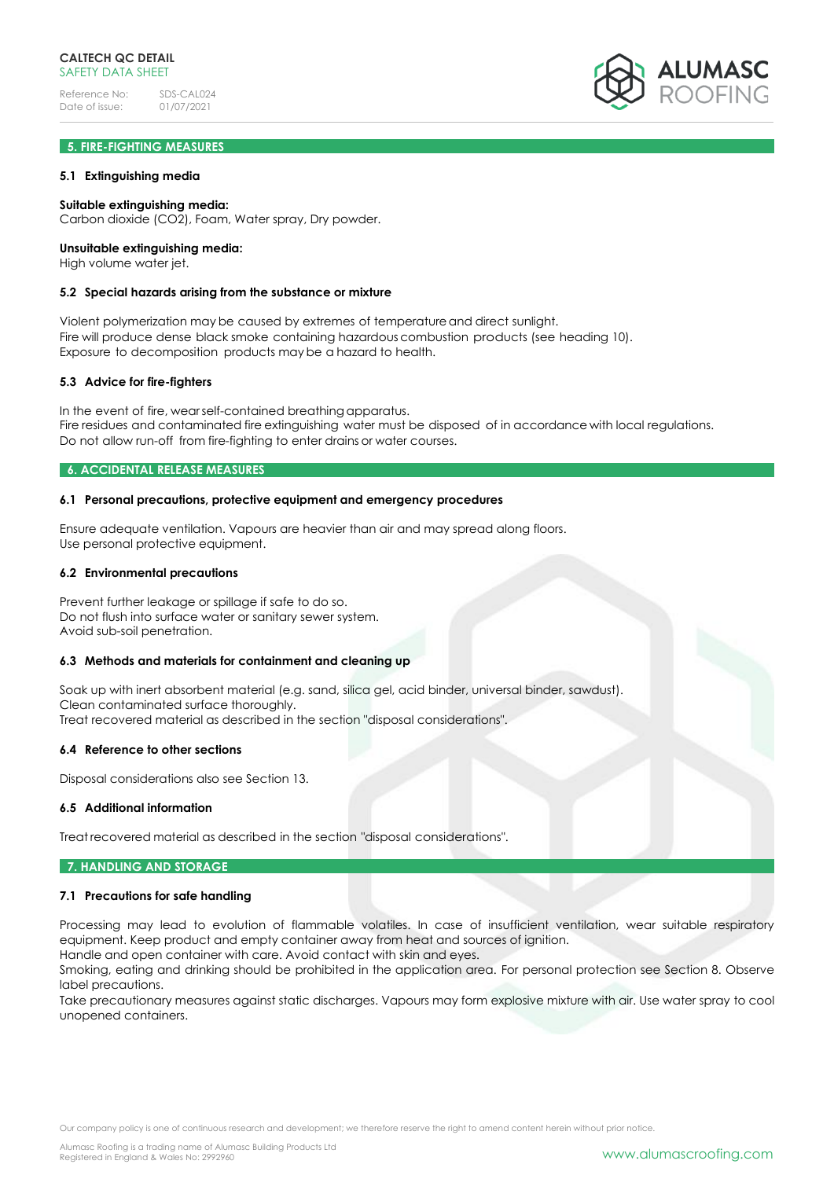## 5. FIRE-FIGHTING MEASURES

### 5.1 Extinguishing media

**Suitable extinguishing media:**
Carbon dioxide ($CO_2$), Foam, Water spray, Dry powder.

**Unsuitable extinguishing media:**
High volume water jet.

### 5.2 Special hazards arising from the substance or mixture

Violent polymerization may be caused by extremes of temperature and direct sunlight.
Fire will produce dense black smoke containing hazardous combustion products (see heading 10).
Exposure to decomposition products may be a hazard to health.

### 5.3 Advice for fire-fighters

In the event of fire, wear self-contained breathing apparatus.
Fire residues and contaminated fire extinguishing water must be disposed of in accordance with local regulations.
Do not allow run-off from fire-fighting to enter drains or water courses.

## 6. ACCIDENTAL RELEASE MEASURES

### 6.1 Personal precautions, protective equipment and emergency procedures

Ensure adequate ventilation. Vapours are heavier than air and may spread along floors.
Use personal protective equipment.

### 6.2 Environmental precautions

Prevent further leakage or spillage if safe to do so.
Do not flush into surface water or sanitary sewer system.
Avoid sub-soil penetration.

### 6.3 Methods and materials for containment and cleaning up

Soak up with inert absorbent material (e.g. sand, silica gel, acid binder, universal binder, sawdust).
Clean contaminated surface thoroughly.
Treat recovered material as described in the section "disposal considerations".

### 6.4 Reference to other sections

Disposal considerations also see Section 13.

### 6.5 Additional information

Treat recovered material as described in the section "disposal considerations".

## 7. HANDLING AND STORAGE

### 7.1 Precautions for safe handling

Processing may lead to evolution of flammable volatiles. In case of insufficient ventilation, wear suitable respiratory equipment. Keep product and empty container away from heat and sources of ignition.
Handle and open container with care. Avoid contact with skin and eyes.
Smoking, eating and drinking should be prohibited in the application area. For personal protection see Section 8. Observe label precautions.
Take precautionary measures against static discharges. Vapours may form explosive mixture with air. Use water spray to cool unopened containers.

Our company policy is one of continuous research and development; we therefore reserve the right to amend content herein without prior notice.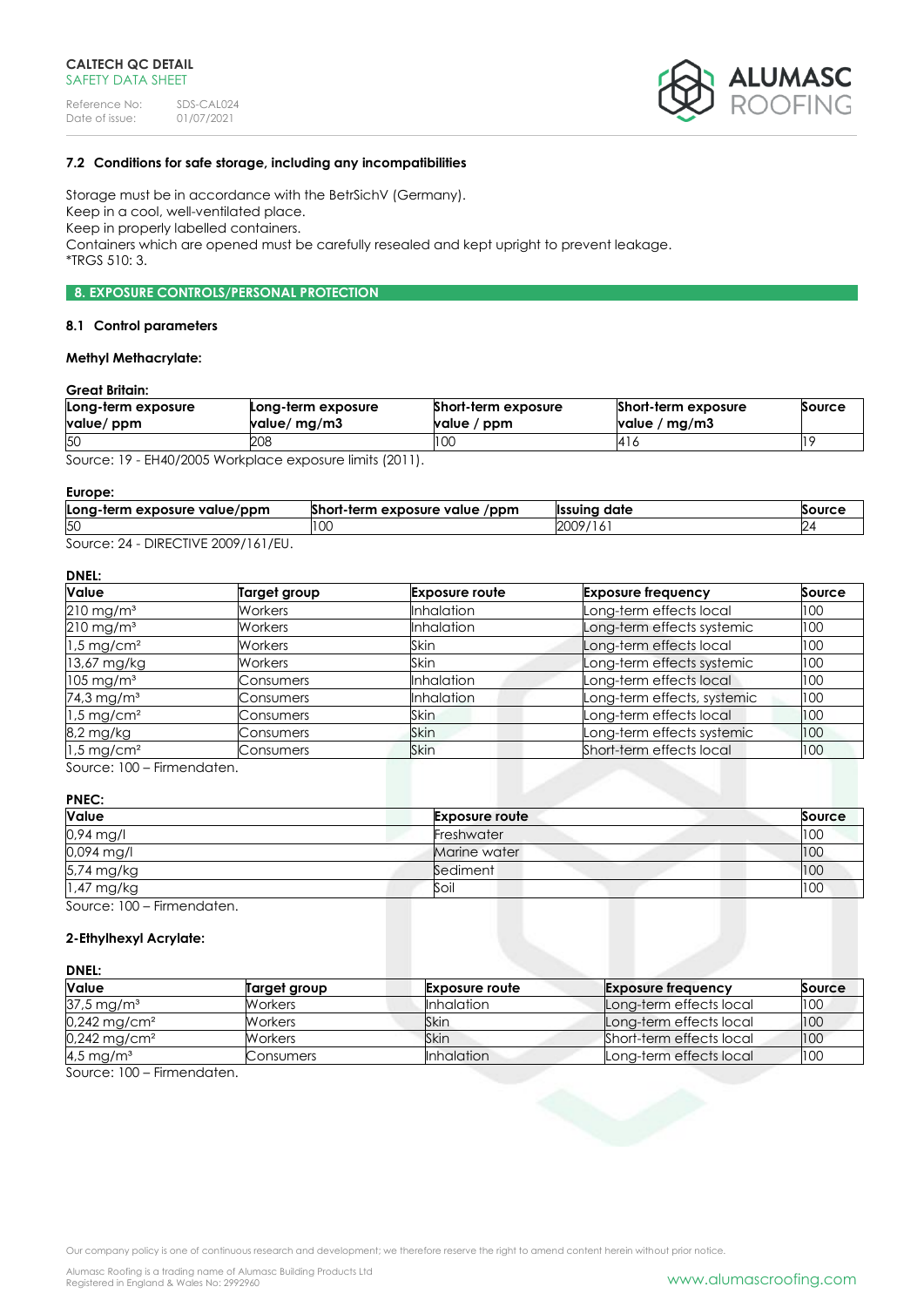### 7.2 Conditions for safe storage, including any incompatibilities

Storage must be in accordance with the BetrSichV (Germany).
Keep in a cool, well-ventilated place.
Keep in properly labelled containers.
Containers which are opened must be carefully resealed and kept upright to prevent leakage.
*TRGS 510: 3.

## 8. EXPOSURE CONTROLS/PERSONAL PROTECTION

### 8.1 Control parameters

**Methyl Methacrylate:**

**Great Britain:**

| Long-term exposure value/ ppm | Long-term exposure value/ mg/m3 | Short-term exposure value / ppm | Short-term exposure value / mg/m3 | Source |
|---|---|---|---|---|
| 50 | 208 | 100 | 416 | 19 |

Source: 19 - EH40/2005 Workplace exposure limits (2011).

**Europe:**

| Long-term exposure value/ppm | Short-term exposure value /ppm | Issuing date | Source |
|---|---|---|---|
| 50 | 100 | 2009/161 | 24 |

Source: 24 - DIRECTIVE 2009/161/EU.

**DNEL:**

| Value | Target group | Exposure route | Exposure frequency | Source |
|---|---|---|---|---|
| 210 mg/m³ | Workers | Inhalation | Long-term effects local | 100 |
| 210 mg/m³ | Workers | Inhalation | Long-term effects systemic | 100 |
| 1,5 mg/cm² | Workers | Skin | Long-term effects local | 100 |
| 13,67 mg/kg | Workers | Skin | Long-term effects systemic | 100 |
| 105 mg/m³ | Consumers | Inhalation | Long-term effects local | 100 |
| 74,3 mg/m³ | Consumers | Inhalation | Long-term effects, systemic | 100 |
| 1,5 mg/cm² | Consumers | Skin | Long-term effects local | 100 |
| 8,2 mg/kg | Consumers | Skin | Long-term effects systemic | 100 |
| 1,5 mg/cm² | Consumers | Skin | Short-term effects local | 100 |

Source: 100 – Firmendaten.

**PNEC:**

| Value | Exposure route | Source |
|---|---|---|
| 0,94 mg/l | Freshwater | 100 |
| 0,094 mg/l | Marine water | 100 |
| 5,74 mg/kg | Sediment | 100 |
| 1,47 mg/kg | Soil | 100 |

Source: 100 – Firmendaten.

**2-Ethylhexyl Acrylate:**

**DNEL:**

| Value | Target group | Exposure route | Exposure frequency | Source |
|---|---|---|---|---|
| 37,5 mg/m³ | Workers | Inhalation | Long-term effects local | 100 |
| 0,242 mg/cm² | Workers | Skin | Long-term effects local | 100 |
| 0,242 mg/cm² | Workers | Skin | Short-term effects local | 100 |
| 4,5 mg/m³ | Consumers | Inhalation | Long-term effects local | 100 |

Source: 100 – Firmendaten.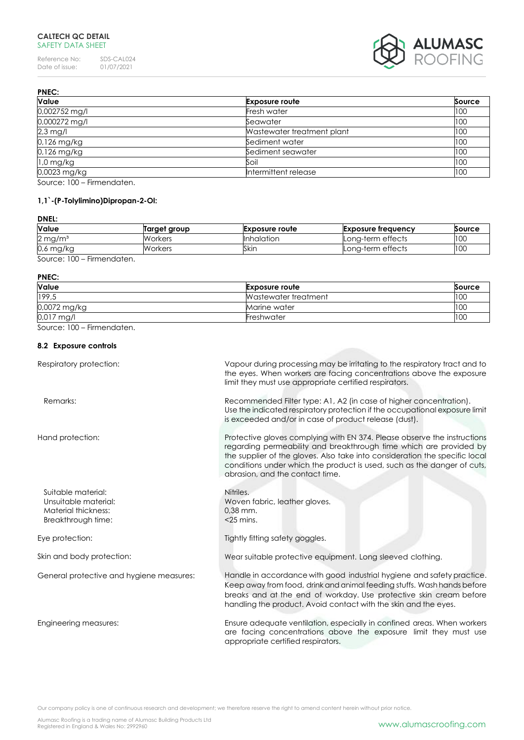**PNEC:**

| Value | Exposure route | Source |
|---|---|---|
| 0,002752 mg/l | Fresh water | 100 |
| 0,000272 mg/l | Seawater | 100 |
| 2,3 mg/l | Wastewater treatment plant | 100 |
| 0,126 mg/kg | Sediment water | 100 |
| 0,126 mg/kg | Sediment seawater | 100 |
| 1,0 mg/kg | Soil | 100 |
| 0,0023 mg/kg | Intermittent release | 100 |

Source: 100 – Firmendaten.

**1,1`-(P-Tolylimino)Dipropan-2-Ol:**

**DNEL:**

| Value | Target group | Exposure route | Exposure frequency | Source |
|---|---|---|---|---|
| 2 mg/m³ | Workers | Inhalation | Long-term effects | 100 |
| 0,6 mg/kg | Workers | Skin | Long-term effects | 100 |

Source: 100 – Firmendaten.

**PNEC:**

| Value | Exposure route | Source |
|---|---|---|
| 199,5 | Wastewater treatment | 100 |
| 0,0072 mg/kg | Marine water | 100 |
| 0,017 mg/l | Freshwater | 100 |

Source: 100 – Firmendaten.

### 8.2 Exposure controls

Respiratory protection: Vapour during processing may be irritating to the respiratory tract and to the eyes. When workers are facing concentrations above the exposure limit they must use appropriate certified respirators.

Remarks: Recommended Filter type: A1, A2 (in case of higher concentration). Use the indicated respiratory protection if the occupational exposure limit is exceeded and/or in case of product release (dust).

Hand protection: Protective gloves complying with EN 374. Please observe the instructions regarding permeability and breakthrough time which are provided by the supplier of the gloves. Also take into consideration the specific local conditions under which the product is used, such as the danger of cuts, abrasion, and the contact time.

Suitable material: Nitriles.
Unsuitable material: Woven fabric, leather gloves.
Material thickness: 0,38 mm.
Breakthrough time: <25 mins.

Eye protection: Tightly fitting safety goggles.

Skin and body protection: Wear suitable protective equipment. Long sleeved clothing.

General protective and hygiene measures: Handle in accordance with good industrial hygiene and safety practice. Keep away from food, drink and animal feeding stuffs. Wash hands before breaks and at the end of workday. Use protective skin cream before handling the product. Avoid contact with the skin and the eyes.

Engineering measures: Ensure adequate ventilation, especially in confined areas. When workers are facing concentrations above the exposure limit they must use appropriate certified respirators.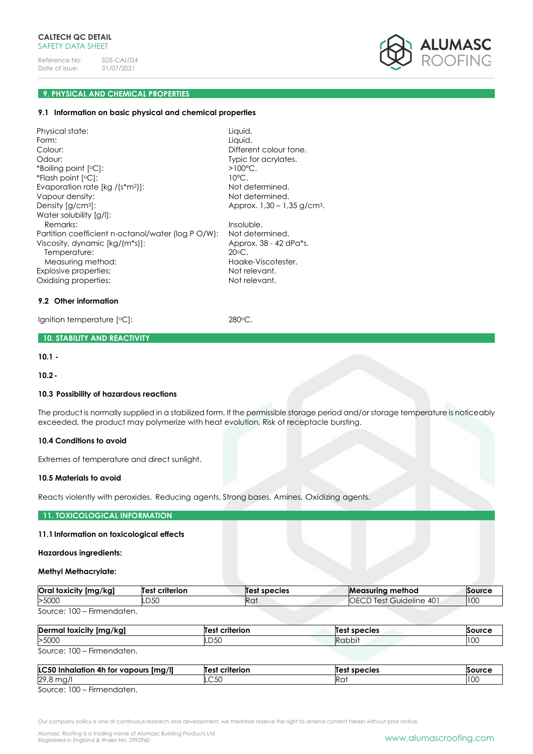## 9. PHYSICAL AND CHEMICAL PROPERTIES

### 9.1 Information on basic physical and chemical properties

Physical state: Liquid.
Form: Liquid.
Colour: Different colour tone.
Odour: Typic for acrylates.
*Boiling point [°C]: >100°C.
*Flash point [°C]: 10°C.
Evaporation rate [kg /(s*m²)]: Not determined.
Vapour density: Not determined.
Density [g/cm³]: Approx. 1,30 – 1,35 g/cm³.
Water solubility [g/l]:
  Remarks: Insoluble.
Partition coefficient n-octanol/water (log P O/W): Not determined.
Viscosity, dynamic [kg/(m*s)]: Approx. 38 - 42 dPa*s.
  Temperature: 20°C.
  Measuring method: Haake-Viscotester.
Explosive properties: Not relevant.
Oxidising properties: Not relevant.

### 9.2 Other information

Ignition temperature [°C]: 280°C.

## 10. STABILITY AND REACTIVITY

**10.1 -**

**10.2 -**

### 10.3 Possibility of hazardous reactions

The product is normally supplied in a stabilized form. If the permissible storage period and/or storage temperature is noticeably exceeded, the product may polymerize with heat evolution. Risk of receptacle bursting.

### 10.4 Conditions to avoid

Extremes of temperature and direct sunlight.

### 10.5 Materials to avoid

Reacts violently with peroxides. Reducing agents, Strong bases, Amines, Oxidizing agents.

## 11. TOXICOLOGICAL INFORMATION

### 11.1 Information on toxicological effects

**Hazardous ingredients:**

**Methyl Methacrylate:**

| Oral toxicity [mg/kg] | Test criterion | Test species | Measuring method | Source |
|---|---|---|---|---|
| >5000 | LD50 | Rat | OECD Test Guideline 401 | 100 |

Source: 100 – Firmendaten.

| Dermal toxicity [mg/kg] | Test criterion | Test species | Source |
|---|---|---|---|
| >5000 | LD50 | Rabbit | 100 |

Source: 100 – Firmendaten.

| LC50 Inhalation 4h for vapours [mg/l] | Test criterion | Test species | Source |
|---|---|---|---|
| 29,8 mg/l | LC50 | Rat | 100 |

Source: 100 – Firmendaten.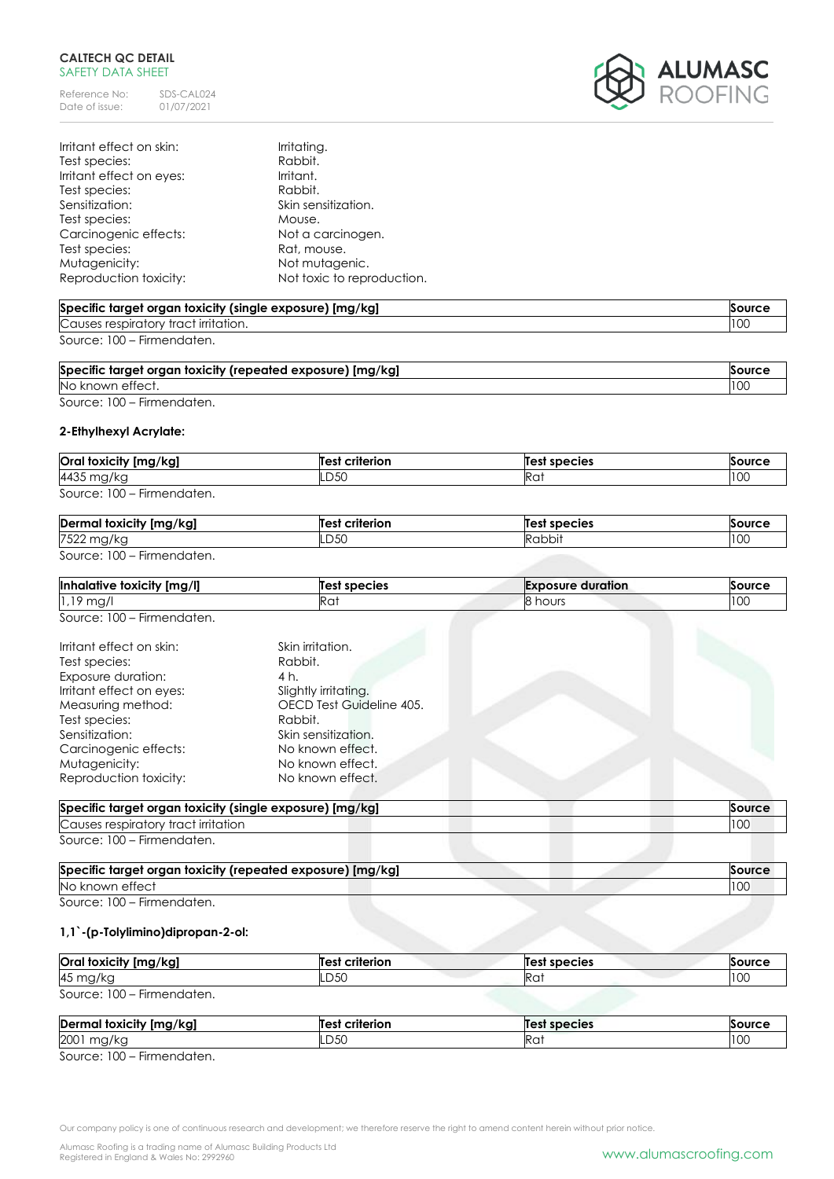| | |
|---|---|
| Irritant effect on skin: | Irritating. |
| Test species: | Rabbit. |
| Irritant effect on eyes: | Irritant. |
| Test species: | Rabbit. |
| Sensitization: | Skin sensitization. |
| Test species: | Mouse. |
| Carcinogenic effects: | Not a carcinogen. |
| Test species: | Rat, mouse. |
| Mutagenicity: | Not mutagenic. |
| Reproduction toxicity: | Not toxic to reproduction. |

| Specific target organ toxicity (single exposure) [mg/kg] | Source |
|---|---|
| Causes respiratory tract irritation. | 100 |

Source: 100 – Firmendaten.

| Specific target organ toxicity (repeated exposure) [mg/kg] | Source |
|---|---|
| No known effect. | 100 |

Source: 100 – Firmendaten.

**2-Ethylhexyl Acrylate:**

| Oral toxicity [mg/kg] | Test criterion | Test species | Source |
|---|---|---|---|
| 4435 mg/kg | LD50 | Rat | 100 |

Source: 100 – Firmendaten.

| Dermal toxicity [mg/kg] | Test criterion | Test species | Source |
|---|---|---|---|
| 7522 mg/kg | LD50 | Rabbit | 100 |

Source: 100 – Firmendaten.

| Inhalative toxicity [mg/l] | Test species | Exposure duration | Source |
|---|---|---|---|
| 1,19 mg/l | Rat | 8 hours | 100 |

Source: 100 – Firmendaten.

| | |
|---|---|
| Irritant effect on skin: | Skin irritation. |
| Test species: | Rabbit. |
| Exposure duration: | 4 h. |
| Irritant effect on eyes: | Slightly irritating. |
| Measuring method: | OECD Test Guideline 405. |
| Test species: | Rabbit. |
| Sensitization: | Skin sensitization. |
| Carcinogenic effects: | No known effect. |
| Mutagenicity: | No known effect. |
| Reproduction toxicity: | No known effect. |

| Specific target organ toxicity (single exposure) [mg/kg] | Source |
|---|---|
| Causes respiratory tract irritation | 100 |

Source: 100 – Firmendaten.

| Specific target organ toxicity (repeated exposure) [mg/kg] | Source |
|---|---|
| No known effect | 100 |

Source: 100 – Firmendaten.

**1,1`-(p-Tolylimino)dipropan-2-ol:**

| Oral toxicity [mg/kg] | Test criterion | Test species | Source |
|---|---|---|---|
| 45 mg/kg | LD50 | Rat | 100 |

Source: 100 – Firmendaten.

| Dermal toxicity [mg/kg] | Test criterion | Test species | Source |
|---|---|---|---|
| 2001 mg/kg | LD50 | Rat | 100 |

Source: 100 – Firmendaten.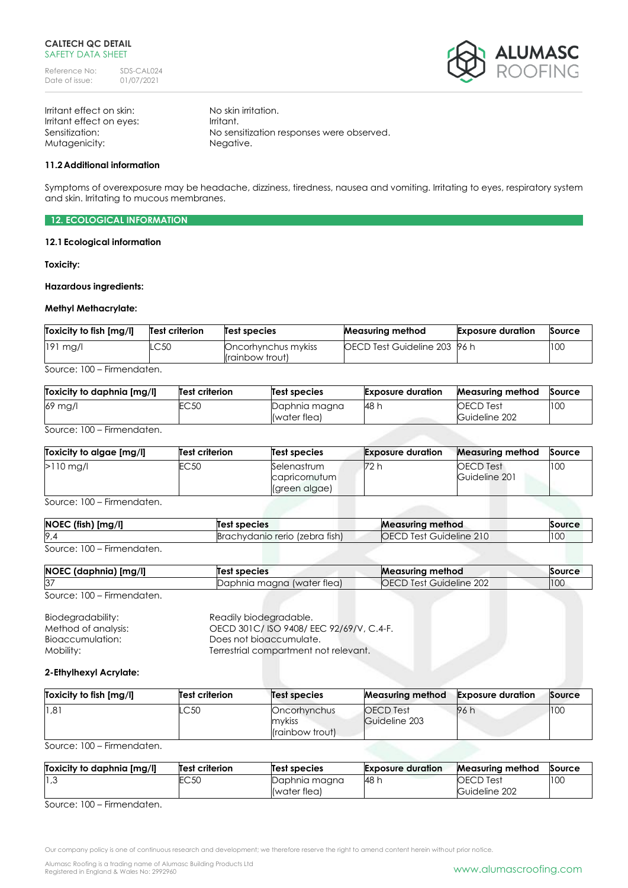Irritant effect on skin: No skin irritation.
Irritant effect on eyes: Irritant.
Sensitization: No sensitization responses were observed.
Mutagenicity: Negative.

**11.2 Additional information**

Symptoms of overexposure may be headache, dizziness, tiredness, nausea and vomiting. Irritating to eyes, respiratory system and skin. Irritating to mucous membranes.

## 12. ECOLOGICAL INFORMATION

**12.1 Ecological information**

**Toxicity:**

**Hazardous ingredients:**

**Methyl Methacrylate:**

| Toxicity to fish [mg/l] | Test criterion | Test species | Measuring method | Exposure duration | Source |
|---|---|---|---|---|---|
| 191 mg/l | LC50 | Oncorhynchus mykiss (rainbow trout) | OECD Test Guideline 203 | 96 h | 100 |

Source: 100 – Firmendaten.

| Toxicity to daphnia [mg/l] | Test criterion | Test species | Exposure duration | Measuring method | Source |
|---|---|---|---|---|---|
| 69 mg/l | EC50 | Daphnia magna (water flea) | 48 h | OECD Test Guideline 202 | 100 |

Source: 100 – Firmendaten.

| Toxicity to algae [mg/l] | Test criterion | Test species | Exposure duration | Measuring method | Source |
|---|---|---|---|---|---|
| >110 mg/l | EC50 | Selenastrum capricornutum (green algae) | 72 h | OECD Test Guideline 201 | 100 |

Source: 100 – Firmendaten.

| NOEC (fish) [mg/l] | Test species | Measuring method | Source |
|---|---|---|---|
| 9,4 | Brachydanio rerio (zebra fish) | OECD Test Guideline 210 | 100 |

Source: 100 – Firmendaten.

| NOEC (daphnia) [mg/l] | Test species | Measuring method | Source |
|---|---|---|---|
| 37 | Daphnia magna (water flea) | OECD Test Guideline 202 | 100 |

Source: 100 – Firmendaten.

Biodegradability: Readily biodegradable.
Method of analysis: OECD 301C/ ISO 9408/ EEC 92/69/V, C.4-F.
Bioaccumulation: Does not bioaccumulate.
Mobility: Terrestrial compartment not relevant.

**2-Ethylhexyl Acrylate:**

| Toxicity to fish [mg/l] | Test criterion | Test species | Measuring method | Exposure duration | Source |
|---|---|---|---|---|---|
| 1,81 | LC50 | Oncorhynchus mykiss (rainbow trout) | OECD Test Guideline 203 | 96 h | 100 |

Source: 100 – Firmendaten.

| Toxicity to daphnia [mg/l] | Test criterion | Test species | Exposure duration | Measuring method | Source |
|---|---|---|---|---|---|
| 1,3 | EC50 | Daphnia magna (water flea) | 48 h | OECD Test Guideline 202 | 100 |

Source: 100 – Firmendaten.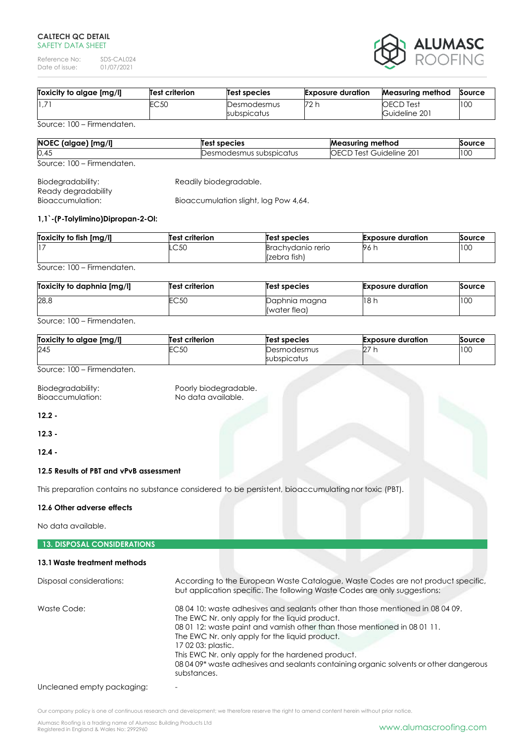| Toxicity to algae [mg/l] | Test criterion | Test species | Exposure duration | Measuring method | Source |
|---|---|---|---|---|---|
| 1,71 | EC50 | Desmodesmus subspicatus | 72 h | OECD Test Guideline 201 | 100 |

Source: 100 – Firmendaten.

| NOEC (algae) [mg/l] | Test species | Measuring method | Source |
|---|---|---|---|
| 0,45 | Desmodesmus subspicatus | OECD Test Guideline 201 | 100 |

Source: 100 – Firmendaten.

Biodegradability: Readily biodegradable.
Ready degradability
Bioaccumulation: Bioaccumulation slight, log Pow 4,64.

**1,1`-(P-Tolylimino)Dipropan-2-Ol:**

| Toxicity to fish [mg/l] | Test criterion | Test species | Exposure duration | Source |
|---|---|---|---|---|
| 17 | LC50 | Brachydanio rerio (zebra fish) | 96 h | 100 |

Source: 100 – Firmendaten.

| Toxicity to daphnia [mg/l] | Test criterion | Test species | Exposure duration | Source |
|---|---|---|---|---|
| 28,8 | EC50 | Daphnia magna (water flea) | 18 h | 100 |

Source: 100 – Firmendaten.

| Toxicity to algae [mg/l] | Test criterion | Test species | Exposure duration | Source |
|---|---|---|---|---|
| 245 | EC50 | Desmodesmus subspicatus | 27 h | 100 |

Source: 100 – Firmendaten.

Biodegradability: Poorly biodegradable.
Bioaccumulation: No data available.

**12.2 -**

**12.3 -**

**12.4 -**

**12.5 Results of PBT and vPvB assessment**

This preparation contains no substance considered to be persistent, bioaccumulating nor toxic (PBT).

**12.6 Other adverse effects**

No data available.

## 13. DISPOSAL CONSIDERATIONS

**13.1 Waste treatment methods**

Disposal considerations: According to the European Waste Catalogue, Waste Codes are not product specific, but application specific. The following Waste Codes are only suggestions:

Waste Code: 08 04 10: waste adhesives and sealants other than those mentioned in 08 04 09.
The EWC Nr. only apply for the liquid product.
08 01 12: waste paint and varnish other than those mentioned in 08 01 11.
The EWC Nr. only apply for the liquid product.
17 02 03: plastic.
This EWC Nr. only apply for the hardened product.
08 04 09* waste adhesives and sealants containing organic solvents or other dangerous substances.

Uncleaned empty packaging: -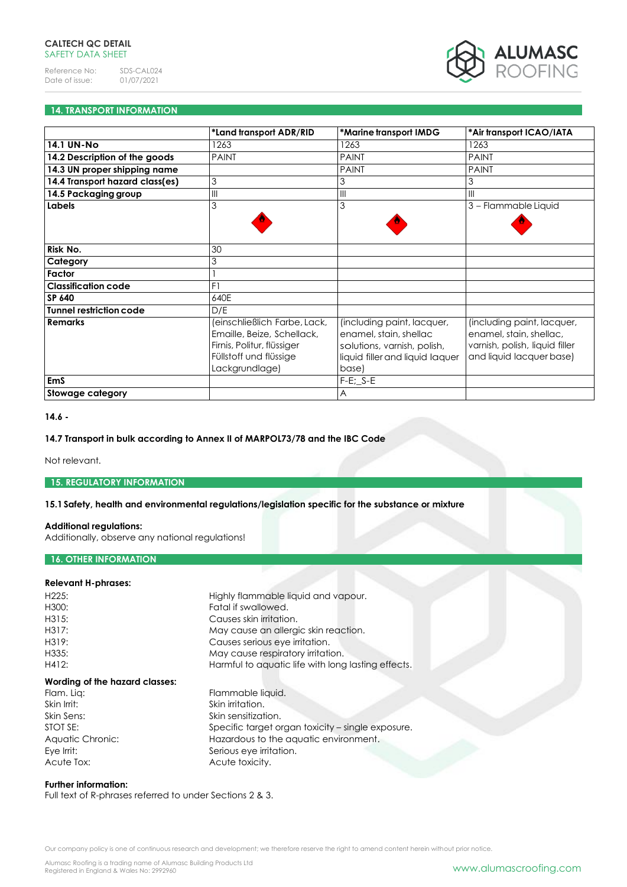## 14. TRANSPORT INFORMATION

| | *Land transport ADR/RID | *Marine transport IMDG | *Air transport ICAO/IATA |
|---|---|---|---|
| **14.1 UN-No** | 1263 | 1263 | 1263 |
| **14.2 Description of the goods** | PAINT | PAINT | PAINT |
| **14.3 UN proper shipping name** | | PAINT | PAINT |
| **14.4 Transport hazard class(es)** | 3 | 3 | 3 |
| **14.5 Packaging group** | III | III | III |
| **Labels** | 3 | 3 | 3 – Flammable Liquid |
| **Risk No.** | 30 | | |
| **Category** | 3 | | |
| **Factor** | 1 | | |
| **Classification code** | F1 | | |
| **SP 640** | 640E | | |
| **Tunnel restriction code** | D/E | | |
| **Remarks** | (einschließlich Farbe, Lack, Emaille, Beize, Schellack, Firnis, Politur, flüssiger Füllstoff und flüssige Lackgrundlage) | (including paint, lacquer, enamel, stain, shellac solutions, varnish, polish, liquid filler and liquid laquer base) | (including paint, lacquer, enamel, stain, shellac, varnish, polish, liquid filler and liquid lacquer base) |
| **EmS** | | F-E;_S-E | |
| **Stowage category** | | A | |

**14.6 -**

**14.7 Transport in bulk according to Annex II of MARPOL73/78 and the IBC Code**

Not relevant.

## 15. REGULATORY INFORMATION

**15.1 Safety, health and environmental regulations/legislation specific for the substance or mixture**

**Additional regulations:**
Additionally, observe any national regulations!

## 16. OTHER INFORMATION

**Relevant H-phrases:**

| | |
|---|---|
| H225: | Highly flammable liquid and vapour. |
| H300: | Fatal if swallowed. |
| H315: | Causes skin irritation. |
| H317: | May cause an allergic skin reaction. |
| H319: | Causes serious eye irritation. |
| H335: | May cause respiratory irritation. |
| H412: | Harmful to aquatic life with long lasting effects. |

**Wording of the hazard classes:**

| | |
|---|---|
| Flam. Liq: | Flammable liquid. |
| Skin Irrit: | Skin irritation. |
| Skin Sens: | Skin sensitization. |
| STOT SE: | Specific target organ toxicity – single exposure. |
| Aquatic Chronic: | Hazardous to the aquatic environment. |
| Eye Irrit: | Serious eye irritation. |
| Acute Tox: | Acute toxicity. |

**Further information:**
Full text of R-phrases referred to under Sections 2 & 3.

Our company policy is one of continuous research and development; we therefore reserve the right to amend content herein without prior notice.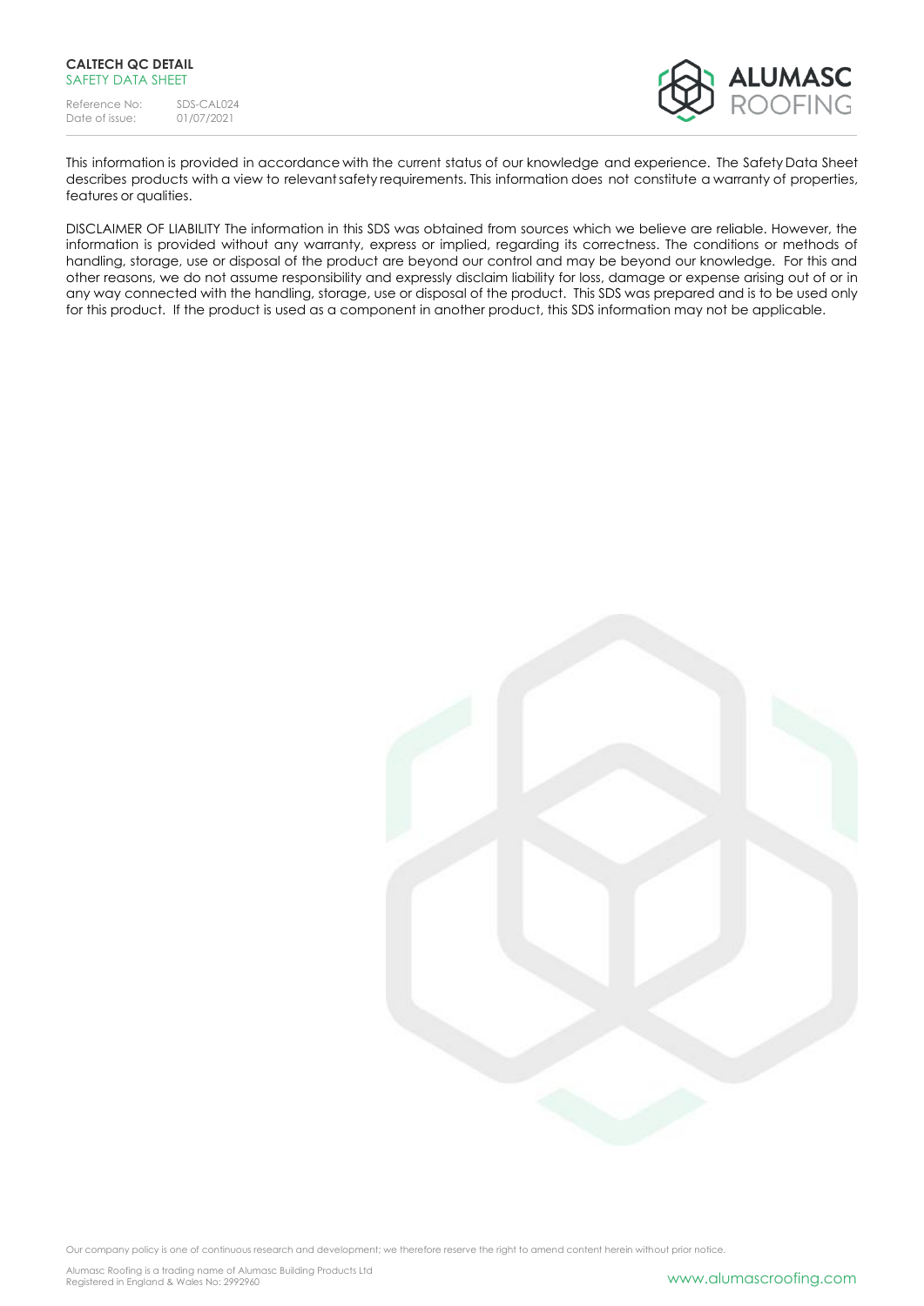This information is provided in accordance with the current status of our knowledge and experience. The Safety Data Sheet describes products with a view to relevant safety requirements. This information does not constitute a warranty of properties, features or qualities.

DISCLAIMER OF LIABILITY The information in this SDS was obtained from sources which we believe are reliable. However, the information is provided without any warranty, express or implied, regarding its correctness. The conditions or methods of handling, storage, use or disposal of the product are beyond our control and may be beyond our knowledge. For this and other reasons, we do not assume responsibility and expressly disclaim liability for loss, damage or expense arising out of or in any way connected with the handling, storage, use or disposal of the product. This SDS was prepared and is to be used only for this product. If the product is used as a component in another product, this SDS information may not be applicable.